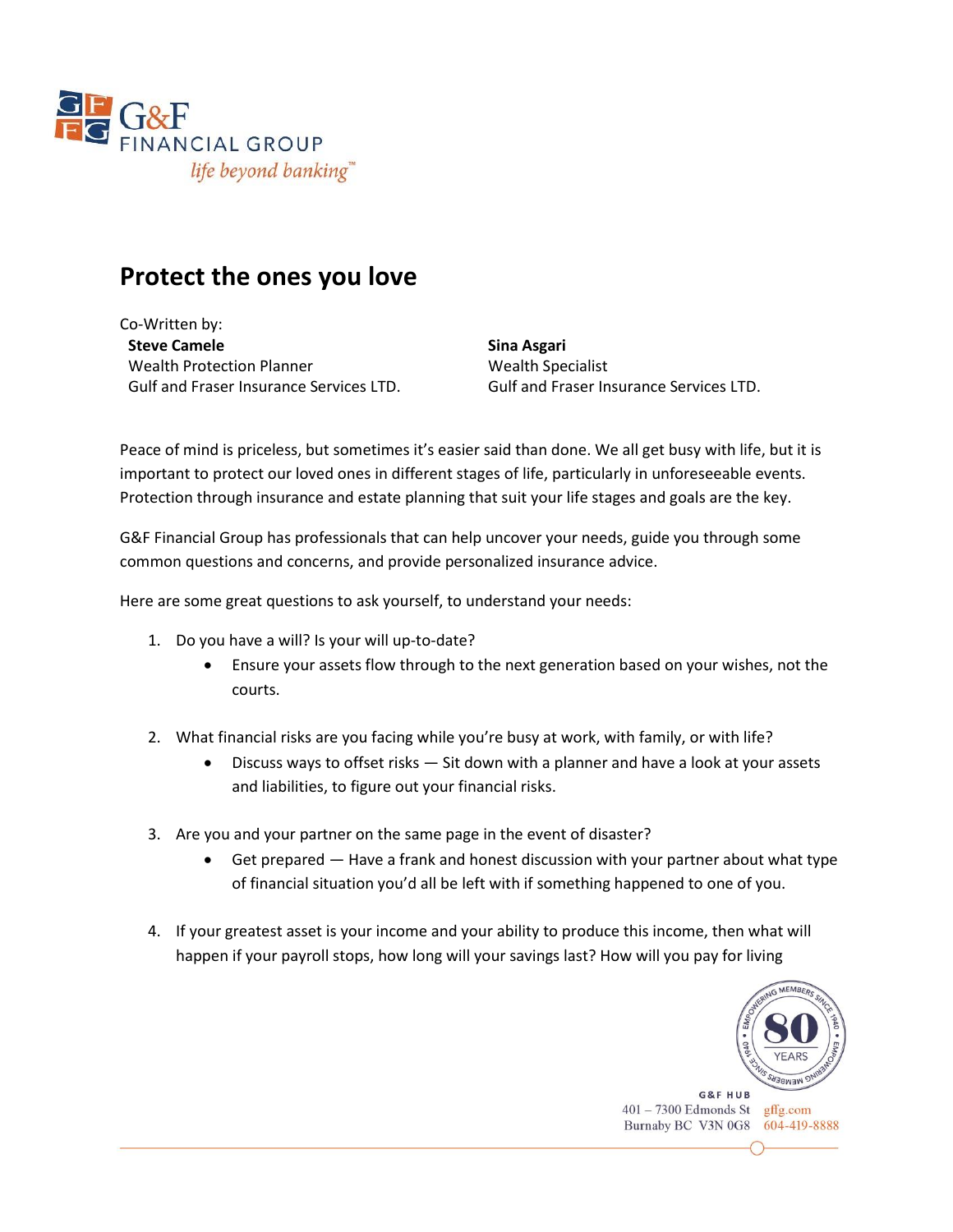G&F FINANCIAL GROUP

*life beyond banking™*

# Protect the ones you love

Co-Written by:

**Steve Camele**
Wealth Protection Planner
Gulf and Fraser Insurance Services LTD.

**Sina Asgari**
Wealth Specialist
Gulf and Fraser Insurance Services LTD.

Peace of mind is priceless, but sometimes it's easier said than done. We all get busy with life, but it is important to protect our loved ones in different stages of life, particularly in unforeseeable events. Protection through insurance and estate planning that suit your life stages and goals are the key.

G&F Financial Group has professionals that can help uncover your needs, guide you through some common questions and concerns, and provide personalized insurance advice.

Here are some great questions to ask yourself, to understand your needs:

1. Do you have a will? Is your will up-to-date?
    - Ensure your assets flow through to the next generation based on your wishes, not the courts.

2. What financial risks are you facing while you're busy at work, with family, or with life?
    - Discuss ways to offset risks — Sit down with a planner and have a look at your assets and liabilities, to figure out your financial risks.

3. Are you and your partner on the same page in the event of disaster?
    - Get prepared — Have a frank and honest discussion with your partner about what type of financial situation you'd all be left with if something happened to one of you.

4. If your greatest asset is your income and your ability to produce this income, then what will happen if your payroll stops, how long will your savings last? How will you pay for living

G&F HUB
401 – 7300 Edmonds St
Burnaby BC V3N 0G8
gffg.com
604-419-8888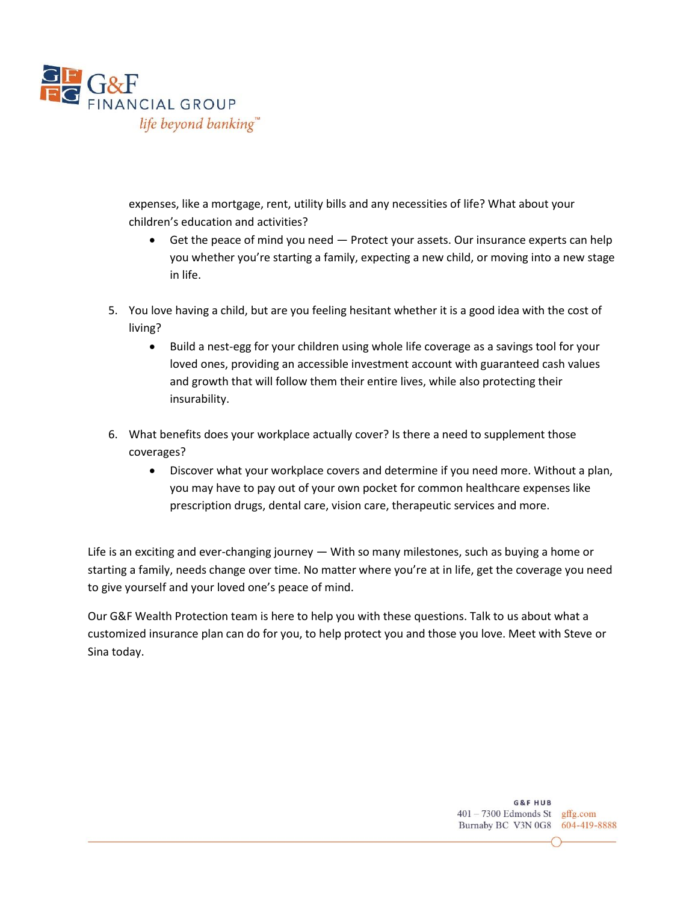expenses, like a mortgage, rent, utility bills and any necessities of life? What about your children's education and activities?

   - Get the peace of mind you need — Protect your assets. Our insurance experts can help you whether you're starting a family, expecting a new child, or moving into a new stage in life.

5. You love having a child, but are you feeling hesitant whether it is a good idea with the cost of living?
   - Build a nest-egg for your children using whole life coverage as a savings tool for your loved ones, providing an accessible investment account with guaranteed cash values and growth that will follow them their entire lives, while also protecting their insurability.

6. What benefits does your workplace actually cover? Is there a need to supplement those coverages?
   - Discover what your workplace covers and determine if you need more. Without a plan, you may have to pay out of your own pocket for common healthcare expenses like prescription drugs, dental care, vision care, therapeutic services and more.

Life is an exciting and ever-changing journey — With so many milestones, such as buying a home or starting a family, needs change over time. No matter where you're at in life, get the coverage you need to give yourself and your loved one's peace of mind.

Our G&F Wealth Protection team is here to help you with these questions. Talk to us about what a customized insurance plan can do for you, to help protect you and those you love. Meet with Steve or Sina today.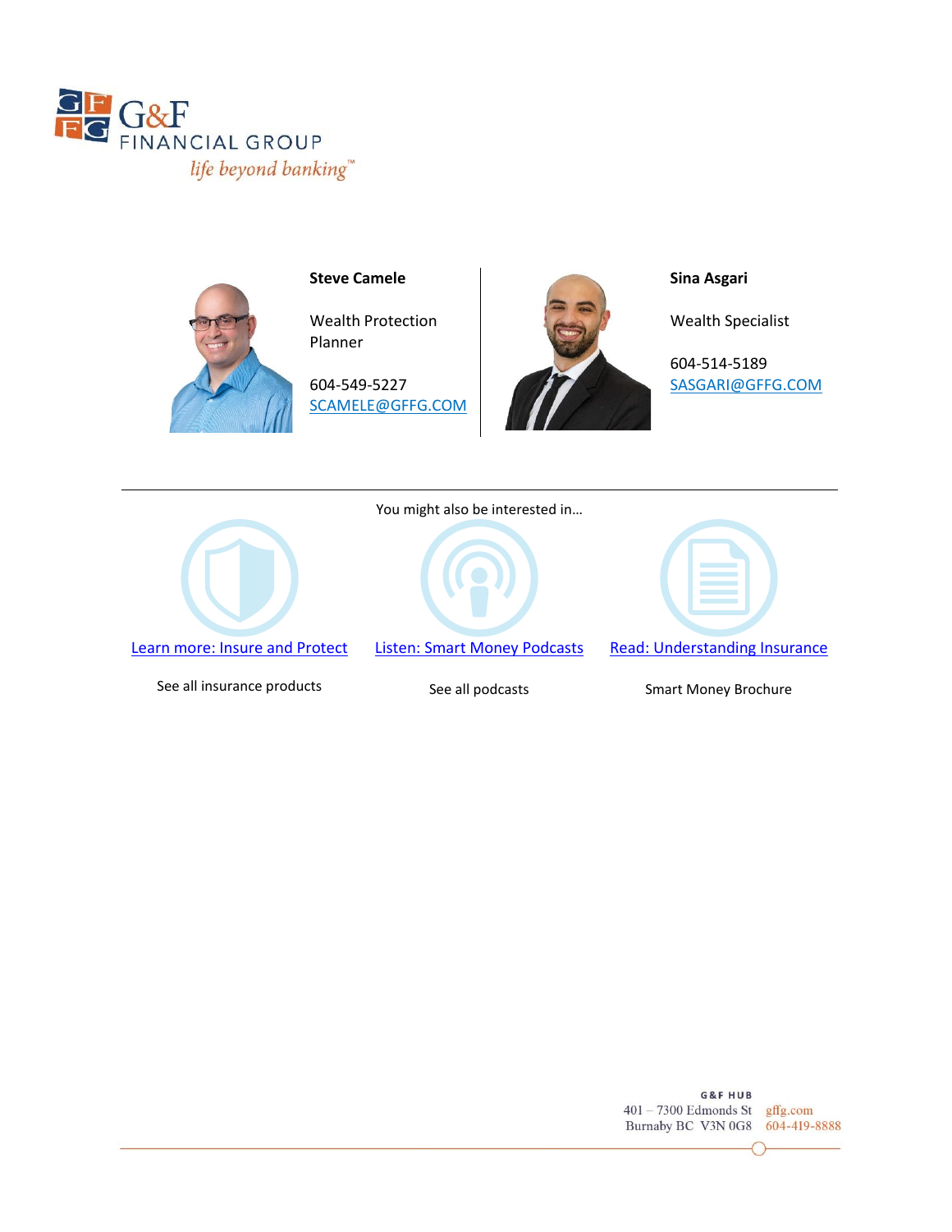G&F FINANCIAL GROUP

*life beyond banking™*

**Steve Camele**

Wealth Protection Planner

604-549-5227

SCAMELE@GFFG.COM

**Sina Asgari**

Wealth Specialist

604-514-5189

SASGARI@GFFG.COM

---

You might also be interested in…

Learn more: Insure and Protect

See all insurance products

Listen: Smart Money Podcasts

See all podcasts

Read: Understanding Insurance

Smart Money Brochure

G&F HUB

401 – 7300 Edmonds St

Burnaby BC V3N 0G8

gffg.com

604-419-8888